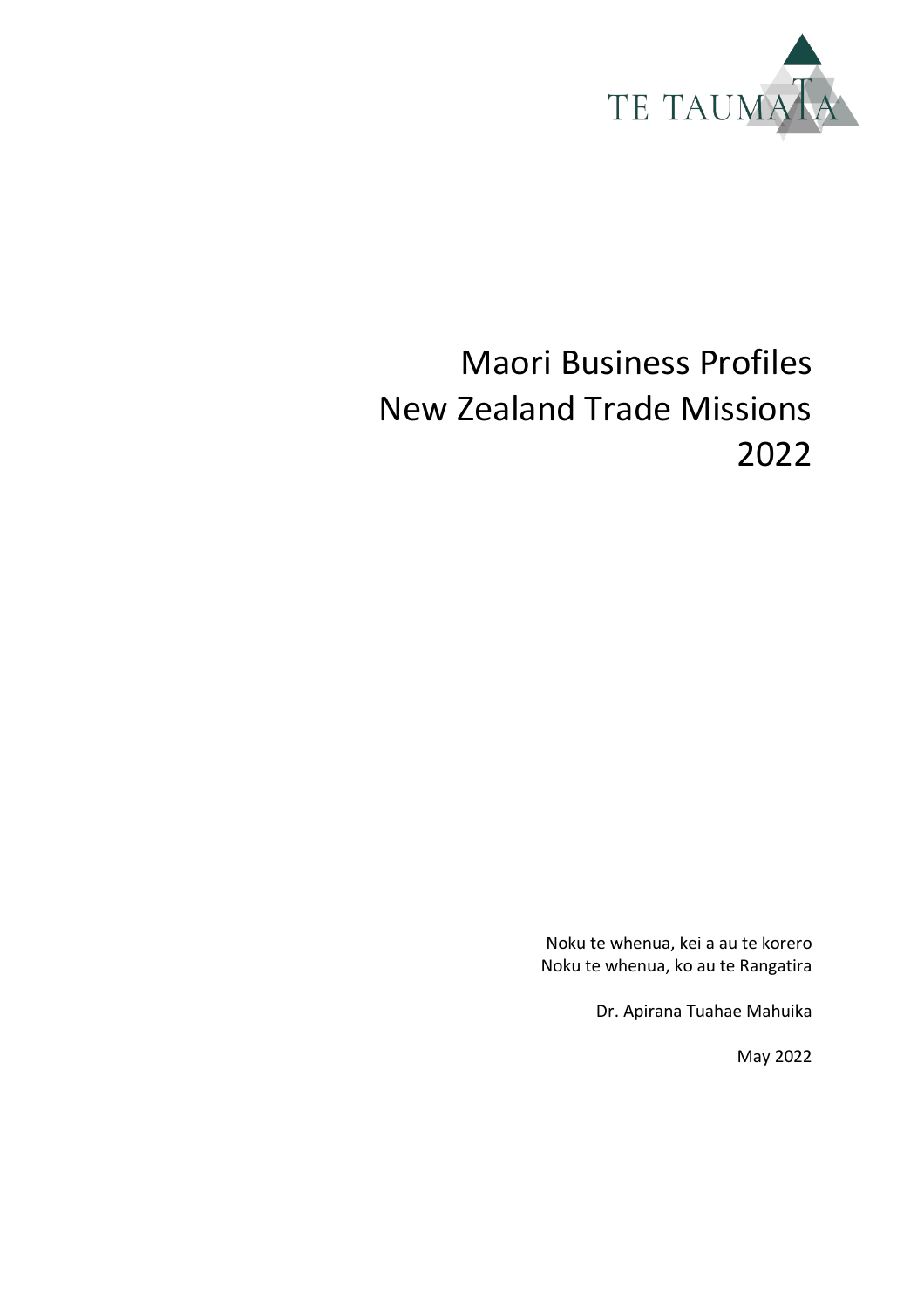TE TAUMATA

# Maori Business Profiles New Zealand Trade Missions 2022

Noku te whenua, kei a au te korero
Noku te whenua, ko au te Rangatira

Dr. Apirana Tuahae Mahuika

May 2022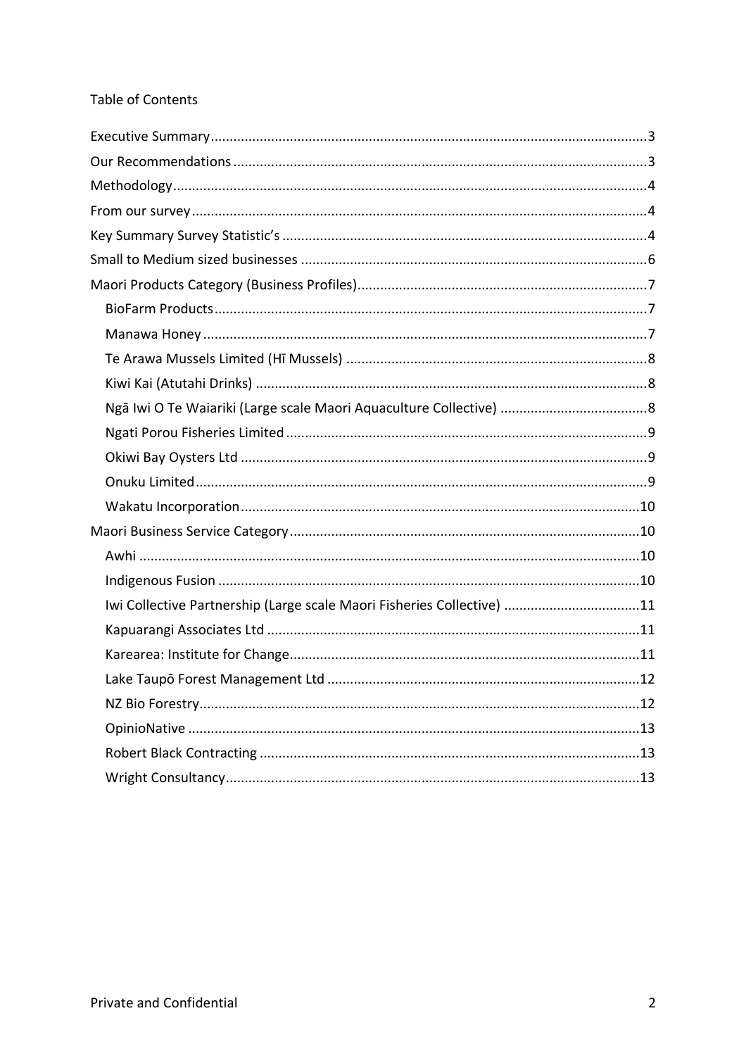Table of Contents

- Executive Summary ........ 3
- Our Recommendations ........ 3
- Methodology ........ 4
- From our survey ........ 4
- Key Summary Survey Statistic's ........ 4
- Small to Medium sized businesses ........ 6
- Maori Products Category (Business Profiles) ........ 7
  - BioFarm Products ........ 7
  - Manawa Honey ........ 7
  - Te Arawa Mussels Limited (Hī Mussels) ........ 8
  - Kiwi Kai (Atutahi Drinks) ........ 8
  - Ngā Iwi O Te Waiariki (Large scale Maori Aquaculture Collective) ........ 8
  - Ngati Porou Fisheries Limited ........ 9
  - Okiwi Bay Oysters Ltd ........ 9
  - Onuku Limited ........ 9
  - Wakatu Incorporation ........ 10
- Maori Business Service Category ........ 10
  - Awhi ........ 10
  - Indigenous Fusion ........ 10
  - Iwi Collective Partnership (Large scale Maori Fisheries Collective) ........ 11
  - Kapuarangi Associates Ltd ........ 11
  - Karearea: Institute for Change ........ 11
  - Lake Taupō Forest Management Ltd ........ 12
  - NZ Bio Forestry ........ 12
  - OpinioNative ........ 13
  - Robert Black Contracting ........ 13
  - Wright Consultancy ........ 13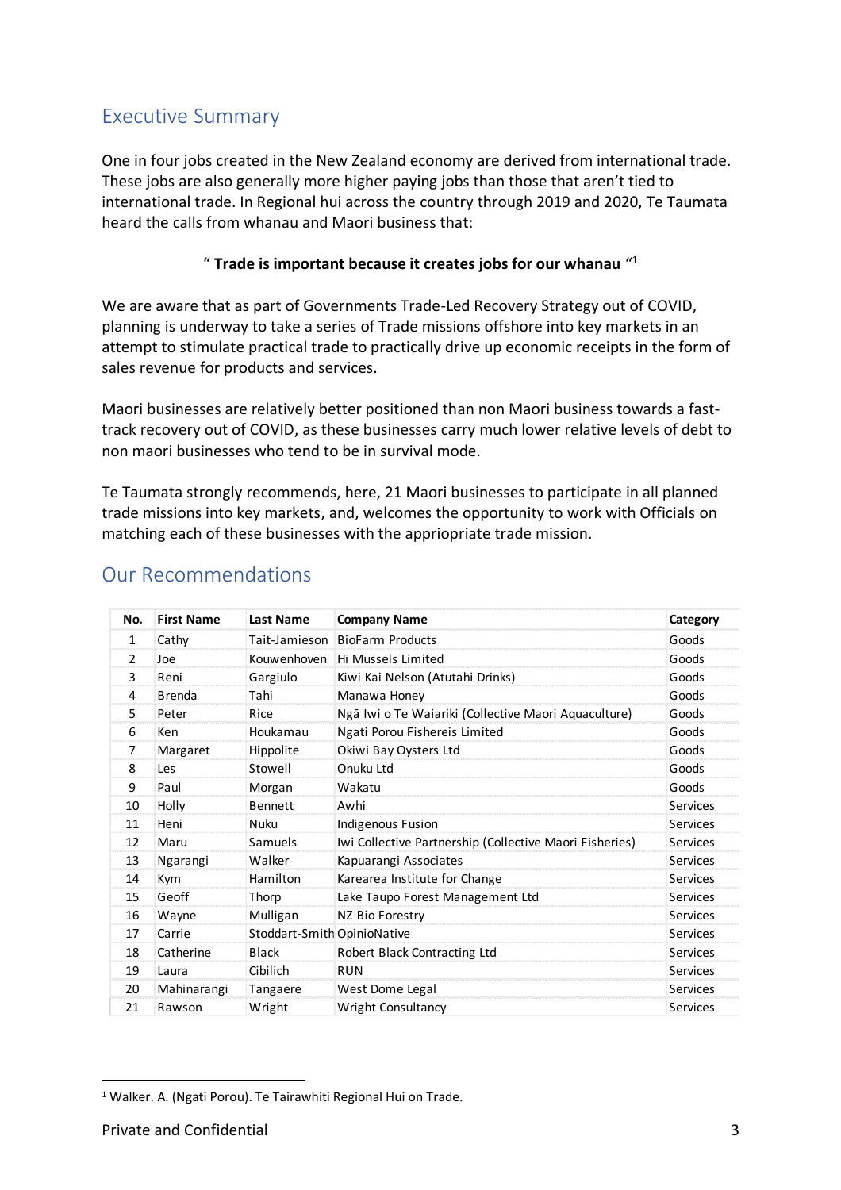## Executive Summary

One in four jobs created in the New Zealand economy are derived from international trade. These jobs are also generally more higher paying jobs than those that aren't tied to international trade. In Regional hui across the country through 2019 and 2020, Te Taumata heard the calls from whanau and Maori business that:

" **Trade is important because it creates jobs for our whanau** "[1]

We are aware that as part of Governments Trade-Led Recovery Strategy out of COVID, planning is underway to take a series of Trade missions offshore into key markets in an attempt to stimulate practical trade to practically drive up economic receipts in the form of sales revenue for products and services.

Maori businesses are relatively better positioned than non Maori business towards a fast-track recovery out of COVID, as these businesses carry much lower relative levels of debt to non maori businesses who tend to be in survival mode.

Te Taumata strongly recommends, here, 21 Maori businesses to participate in all planned trade missions into key markets, and, welcomes the opportunity to work with Officials on matching each of these businesses with the appriopriate trade mission.

## Our Recommendations

| No. | First Name | Last Name | Company Name | Category |
|---|---|---|---|---|
| 1 | Cathy | Tait-Jamieson | BioFarm Products | Goods |
| 2 | Joe | Kouwenhoven | Hī Mussels Limited | Goods |
| 3 | Reni | Gargiulo | Kiwi Kai Nelson (Atutahi Drinks) | Goods |
| 4 | Brenda | Tahi | Manawa Honey | Goods |
| 5 | Peter | Rice | Ngā Iwi o Te Waiariki (Collective Maori Aquaculture) | Goods |
| 6 | Ken | Houkamau | Ngati Porou Fishereis Limited | Goods |
| 7 | Margaret | Hippolite | Okiwi Bay Oysters Ltd | Goods |
| 8 | Les | Stowell | Onuku Ltd | Goods |
| 9 | Paul | Morgan | Wakatu | Goods |
| 10 | Holly | Bennett | Awhi | Services |
| 11 | Heni | Nuku | Indigenous Fusion | Services |
| 12 | Maru | Samuels | Iwi Collective Partnership (Collective Maori Fisheries) | Services |
| 13 | Ngarangi | Walker | Kapuarangi Associates | Services |
| 14 | Kym | Hamilton | Karearea Institute for Change | Services |
| 15 | Geoff | Thorp | Lake Taupo Forest Management Ltd | Services |
| 16 | Wayne | Mulligan | NZ Bio Forestry | Services |
| 17 | Carrie | Stoddart-Smith | OpinioNative | Services |
| 18 | Catherine | Black | Robert Black Contracting Ltd | Services |
| 19 | Laura | Cibilich | RUN | Services |
| 20 | Mahinarangi | Tangaere | West Dome Legal | Services |
| 21 | Rawson | Wright | Wright Consultancy | Services |

[1] Walker. A. (Ngati Porou). Te Tairawhiti Regional Hui on Trade.

Private and Confidential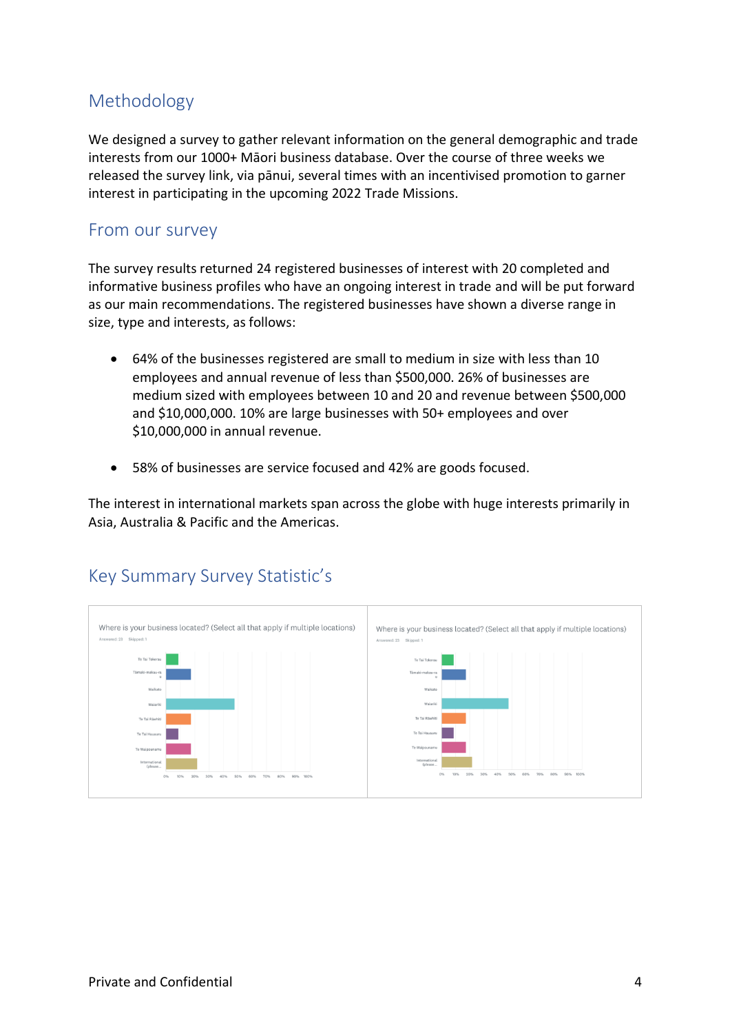## Methodology

We designed a survey to gather relevant information on the general demographic and trade interests from our 1000+ Māori business database. Over the course of three weeks we released the survey link, via pānui, several times with an incentivised promotion to garner interest in participating in the upcoming 2022 Trade Missions.

## From our survey

The survey results returned 24 registered businesses of interest with 20 completed and informative business profiles who have an ongoing interest in trade and will be put forward as our main recommendations. The registered businesses have shown a diverse range in size, type and interests, as follows:

- 64% of the businesses registered are small to medium in size with less than 10 employees and annual revenue of less than $500,000. 26% of businesses are medium sized with employees between 10 and 20 and revenue between $500,000 and $10,000,000. 10% are large businesses with 50+ employees and over $10,000,000 in annual revenue.

- 58% of businesses are service focused and 42% are goods focused.

The interest in international markets span across the globe with huge interests primarily in Asia, Australia & Pacific and the Americas.

## Key Summary Survey Statistic's

Where is your business located? (Select all that apply if multiple locations)

Answered: 23 Skipped: 1

Where is your business located? (Select all that apply if multiple locations)

Answered: 23 Skipped: 1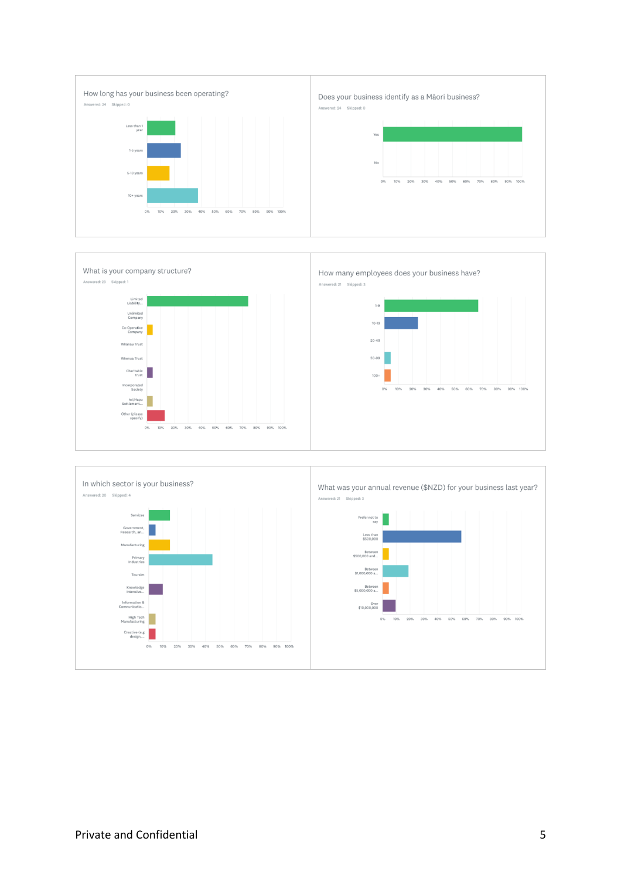## How long has your business been operating?

Answered: 24 Skipped: 0

- Less than 1 year
- 1-5 years
- 5-10 years
- 10+ years

0% 10% 20% 30% 40% 50% 60% 70% 80% 90% 100%

## Does your business identify as a Māori business?

Answered: 24 Skipped: 0

- Yes
- No

0% 10% 20% 30% 40% 50% 60% 70% 80% 90% 100%

## What is your company structure?

Answered: 23 Skipped: 1

- Limited Liability...
- Unlimited Company
- Co-Operative Company
- Whānau Trust
- Whenua Trust
- Charitable trust
- Incorporated Society
- Iwi/Hapu Settlement...
- Other (please specify)

0% 10% 20% 30% 40% 50% 60% 70% 80% 90% 100%

## How many employees does your business have?

Answered: 21 Skipped: 3

- 1-9
- 10-19
- 20-49
- 50-99
- 100+

0% 10% 20% 30% 40% 50% 60% 70% 80% 90% 100%

## In which sector is your business?

Answered: 20 Skipped: 4

- Services
- Government, Research, an...
- Manufacturing
- Primary Industries
- Tourism
- Knowledge Intensive...
- Information & Communicatio...
- High Tech Manufacturing
- Creative (e.g design,...

0% 10% 20% 30% 40% 50% 60% 70% 80% 90% 100%

## What was your annual revenue ($NZD) for your business last year?

Answered: 21 Skipped: 3

- Prefer not to say
- Less than $500,000
- Between $500,000 and...
- Between $1,000,000 a...
- Between $5,000,000 a...
- Over $10,000,000

0% 10% 20% 30% 40% 50% 60% 70% 80% 90% 100%

Private and Confidential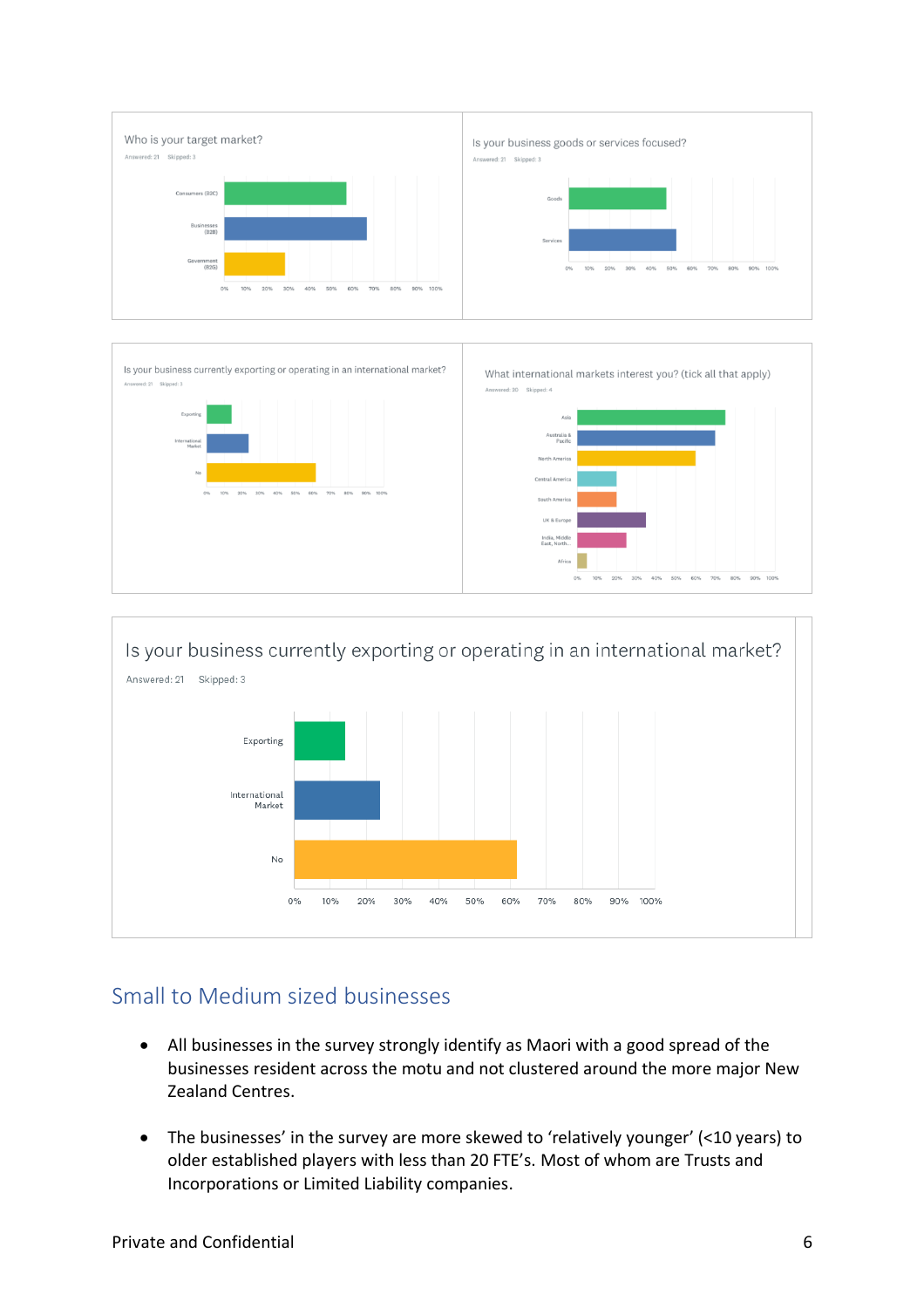Who is your target market?

Answered: 21 Skipped: 3

Is your business goods or services focused?

Answered: 21 Skipped: 3

Is your business currently exporting or operating in an international market?

Answered: 21 Skipped: 3

What international markets interest you? (tick all that apply)

Answered: 20 Skipped: 4

Is your business currently exporting or operating in an international market?

Answered: 21 Skipped: 3

## Small to Medium sized businesses

- All businesses in the survey strongly identify as Maori with a good spread of the businesses resident across the motu and not clustered around the more major New Zealand Centres.
- The businesses' in the survey are more skewed to 'relatively younger' (<10 years) to older established players with less than 20 FTE's. Most of whom are Trusts and Incorporations or Limited Liability companies.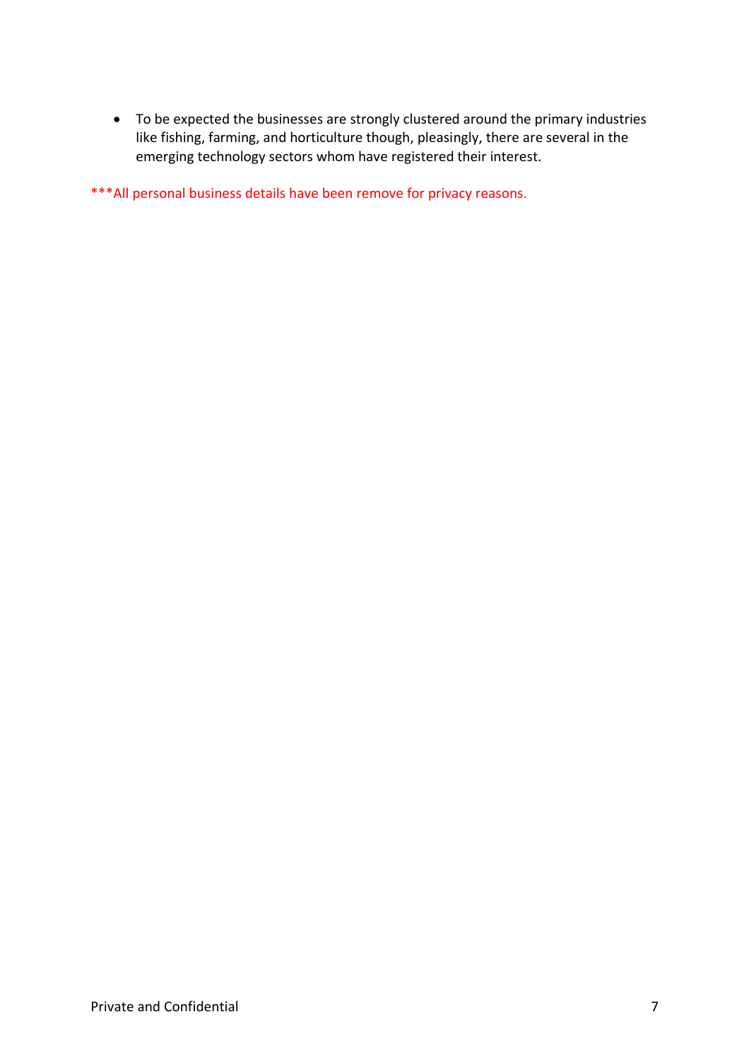- To be expected the businesses are strongly clustered around the primary industries like fishing, farming, and horticulture though, pleasingly, there are several in the emerging technology sectors whom have registered their interest.

***All personal business details have been remove for privacy reasons.